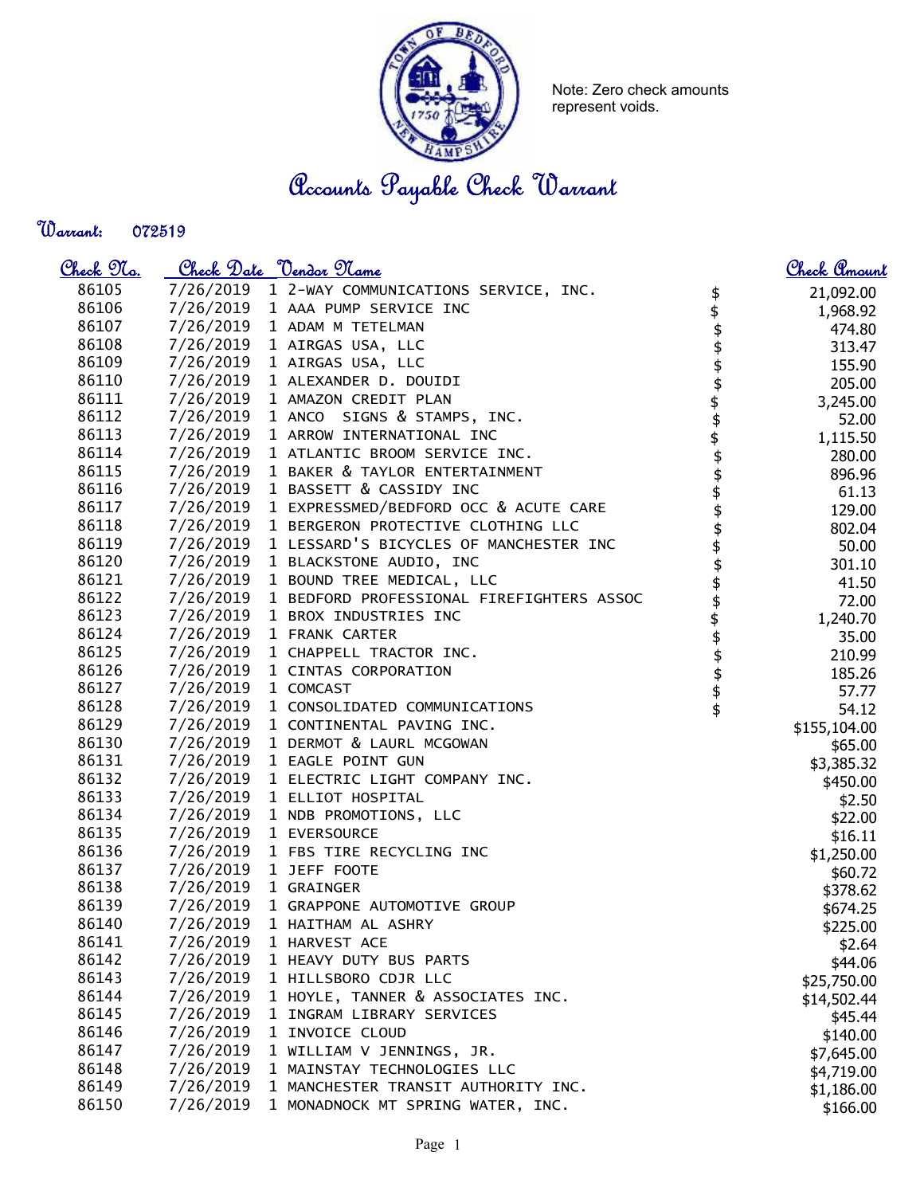Note: Zero check amounts represent voids.

# Accounts Payable Check Warrant

**Warrant:** 072519

| Check No. | Check Date | Vendor Name | Check Amount |
|---|---|---|---|
| 86105 | 7/26/2019 | 1 2-WAY COMMUNICATIONS SERVICE, INC. | $ 21,092.00 |
| 86106 | 7/26/2019 | 1 AAA PUMP SERVICE INC | $ 1,968.92 |
| 86107 | 7/26/2019 | 1 ADAM M TETELMAN | $ 474.80 |
| 86108 | 7/26/2019 | 1 AIRGAS USA, LLC | $ 313.47 |
| 86109 | 7/26/2019 | 1 AIRGAS USA, LLC | $ 155.90 |
| 86110 | 7/26/2019 | 1 ALEXANDER D. DOUIDI | $ 205.00 |
| 86111 | 7/26/2019 | 1 AMAZON CREDIT PLAN | $ 3,245.00 |
| 86112 | 7/26/2019 | 1 ANCO SIGNS & STAMPS, INC. | $ 52.00 |
| 86113 | 7/26/2019 | 1 ARROW INTERNATIONAL INC | $ 1,115.50 |
| 86114 | 7/26/2019 | 1 ATLANTIC BROOM SERVICE INC. | $ 280.00 |
| 86115 | 7/26/2019 | 1 BAKER & TAYLOR ENTERTAINMENT | $ 896.96 |
| 86116 | 7/26/2019 | 1 BASSETT & CASSIDY INC | $ 61.13 |
| 86117 | 7/26/2019 | 1 EXPRESSMED/BEDFORD OCC & ACUTE CARE | $ 129.00 |
| 86118 | 7/26/2019 | 1 BERGERON PROTECTIVE CLOTHING LLC | $ 802.04 |
| 86119 | 7/26/2019 | 1 LESSARD'S BICYCLES OF MANCHESTER INC | $ 50.00 |
| 86120 | 7/26/2019 | 1 BLACKSTONE AUDIO, INC | $ 301.10 |
| 86121 | 7/26/2019 | 1 BOUND TREE MEDICAL, LLC | $ 41.50 |
| 86122 | 7/26/2019 | 1 BEDFORD PROFESSIONAL FIREFIGHTERS ASSOC | $ 72.00 |
| 86123 | 7/26/2019 | 1 BROX INDUSTRIES INC | $ 1,240.70 |
| 86124 | 7/26/2019 | 1 FRANK CARTER | $ 35.00 |
| 86125 | 7/26/2019 | 1 CHAPPELL TRACTOR INC. | $ 210.99 |
| 86126 | 7/26/2019 | 1 CINTAS CORPORATION | $ 185.26 |
| 86127 | 7/26/2019 | 1 COMCAST | $ 57.77 |
| 86128 | 7/26/2019 | 1 CONSOLIDATED COMMUNICATIONS | $ 54.12 |
| 86129 | 7/26/2019 | 1 CONTINENTAL PAVING INC. | $155,104.00 |
| 86130 | 7/26/2019 | 1 DERMOT & LAURL MCGOWAN | $65.00 |
| 86131 | 7/26/2019 | 1 EAGLE POINT GUN | $3,385.32 |
| 86132 | 7/26/2019 | 1 ELECTRIC LIGHT COMPANY INC. | $450.00 |
| 86133 | 7/26/2019 | 1 ELLIOT HOSPITAL | $2.50 |
| 86134 | 7/26/2019 | 1 NDB PROMOTIONS, LLC | $22.00 |
| 86135 | 7/26/2019 | 1 EVERSOURCE | $16.11 |
| 86136 | 7/26/2019 | 1 FBS TIRE RECYCLING INC | $1,250.00 |
| 86137 | 7/26/2019 | 1 JEFF FOOTE | $60.72 |
| 86138 | 7/26/2019 | 1 GRAINGER | $378.62 |
| 86139 | 7/26/2019 | 1 GRAPPONE AUTOMOTIVE GROUP | $674.25 |
| 86140 | 7/26/2019 | 1 HAITHAM AL ASHRY | $225.00 |
| 86141 | 7/26/2019 | 1 HARVEST ACE | $2.64 |
| 86142 | 7/26/2019 | 1 HEAVY DUTY BUS PARTS | $44.06 |
| 86143 | 7/26/2019 | 1 HILLSBORO CDJR LLC | $25,750.00 |
| 86144 | 7/26/2019 | 1 HOYLE, TANNER & ASSOCIATES INC. | $14,502.44 |
| 86145 | 7/26/2019 | 1 INGRAM LIBRARY SERVICES | $45.44 |
| 86146 | 7/26/2019 | 1 INVOICE CLOUD | $140.00 |
| 86147 | 7/26/2019 | 1 WILLIAM V JENNINGS, JR. | $7,645.00 |
| 86148 | 7/26/2019 | 1 MAINSTAY TECHNOLOGIES LLC | $4,719.00 |
| 86149 | 7/26/2019 | 1 MANCHESTER TRANSIT AUTHORITY INC. | $1,186.00 |
| 86150 | 7/26/2019 | 1 MONADNOCK MT SPRING WATER, INC. | $166.00 |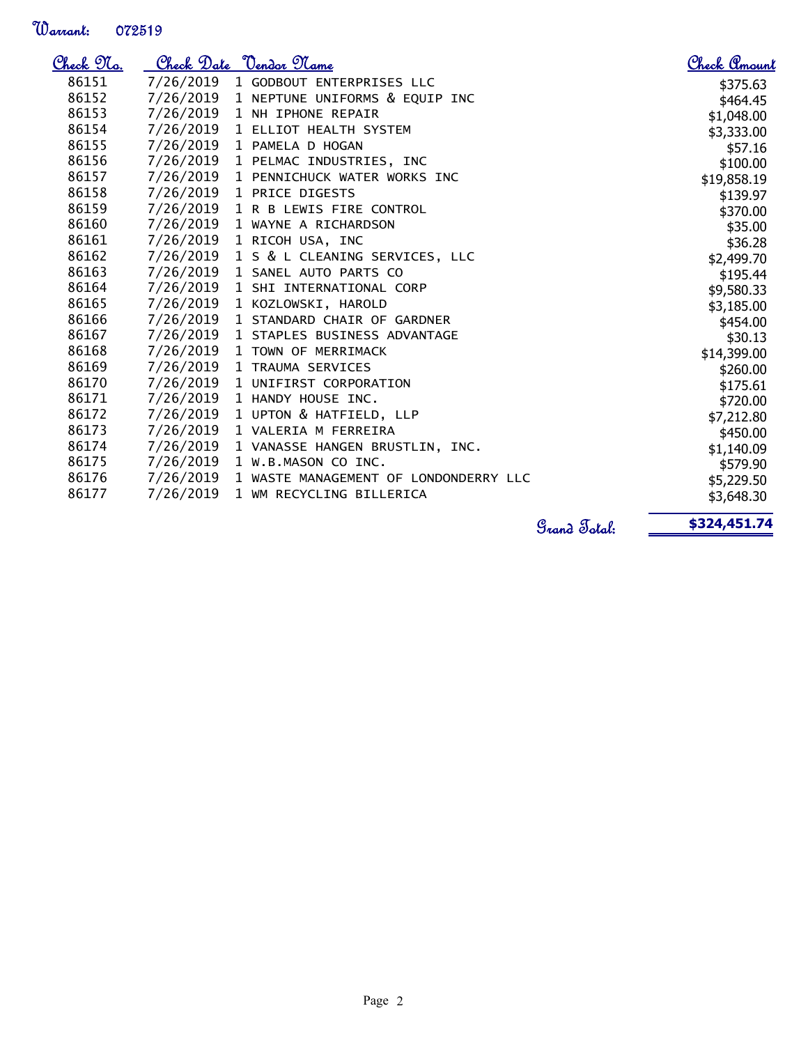Warrant: 072519

| Check No. | Check Date | Vendor Name | Check Amount |
|---|---|---|---|
| 86151 | 7/26/2019 | 1 GODBOUT ENTERPRISES LLC | $375.63 |
| 86152 | 7/26/2019 | 1 NEPTUNE UNIFORMS & EQUIP INC | $464.45 |
| 86153 | 7/26/2019 | 1 NH IPHONE REPAIR | $1,048.00 |
| 86154 | 7/26/2019 | 1 ELLIOT HEALTH SYSTEM | $3,333.00 |
| 86155 | 7/26/2019 | 1 PAMELA D HOGAN | $57.16 |
| 86156 | 7/26/2019 | 1 PELMAC INDUSTRIES, INC | $100.00 |
| 86157 | 7/26/2019 | 1 PENNICHUCK WATER WORKS INC | $19,858.19 |
| 86158 | 7/26/2019 | 1 PRICE DIGESTS | $139.97 |
| 86159 | 7/26/2019 | 1 R B LEWIS FIRE CONTROL | $370.00 |
| 86160 | 7/26/2019 | 1 WAYNE A RICHARDSON | $35.00 |
| 86161 | 7/26/2019 | 1 RICOH USA, INC | $36.28 |
| 86162 | 7/26/2019 | 1 S & L CLEANING SERVICES, LLC | $2,499.70 |
| 86163 | 7/26/2019 | 1 SANEL AUTO PARTS CO | $195.44 |
| 86164 | 7/26/2019 | 1 SHI INTERNATIONAL CORP | $9,580.33 |
| 86165 | 7/26/2019 | 1 KOZLOWSKI, HAROLD | $3,185.00 |
| 86166 | 7/26/2019 | 1 STANDARD CHAIR OF GARDNER | $454.00 |
| 86167 | 7/26/2019 | 1 STAPLES BUSINESS ADVANTAGE | $30.13 |
| 86168 | 7/26/2019 | 1 TOWN OF MERRIMACK | $14,399.00 |
| 86169 | 7/26/2019 | 1 TRAUMA SERVICES | $260.00 |
| 86170 | 7/26/2019 | 1 UNIFIRST CORPORATION | $175.61 |
| 86171 | 7/26/2019 | 1 HANDY HOUSE INC. | $720.00 |
| 86172 | 7/26/2019 | 1 UPTON & HATFIELD, LLP | $7,212.80 |
| 86173 | 7/26/2019 | 1 VALERIA M FERREIRA | $450.00 |
| 86174 | 7/26/2019 | 1 VANASSE HANGEN BRUSTLIN, INC. | $1,140.09 |
| 86175 | 7/26/2019 | 1 W.B.MASON CO INC. | $579.90 |
| 86176 | 7/26/2019 | 1 WASTE MANAGEMENT OF LONDONDERRY LLC | $5,229.50 |
| 86177 | 7/26/2019 | 1 WM RECYCLING BILLERICA | $3,648.30 |
| | | Grand Total: | **$324,451.74** |